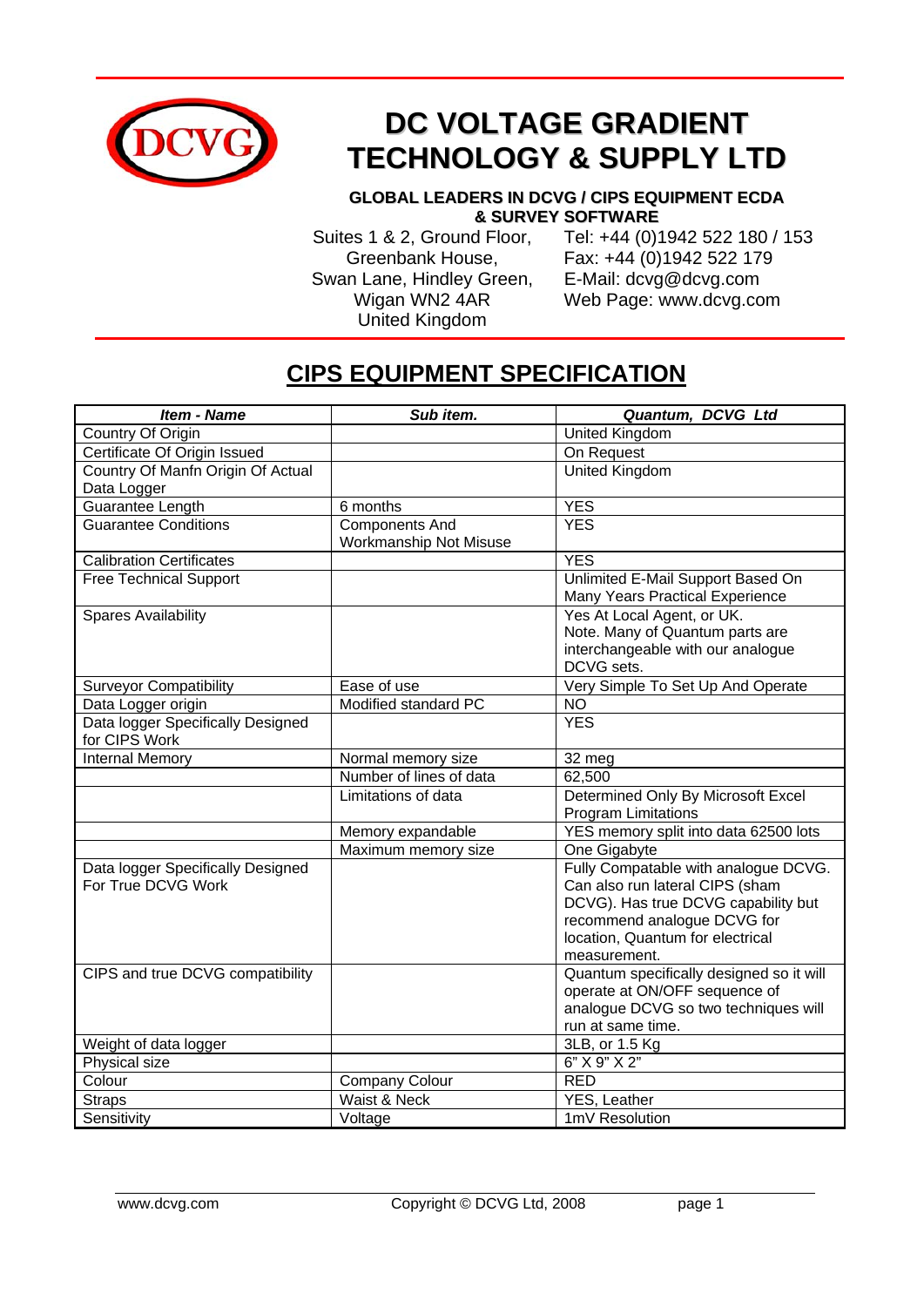# DC VOLTAGE GRADIENT TECHNOLOGY & SUPPLY LTD

**GLOBAL LEADERS IN DCVG / CIPS EQUIPMENT ECDA & SURVEY SOFTWARE**

Suites 1 & 2, Ground Floor,
Greenbank House,
Swan Lane, Hindley Green,
Wigan WN2 4AR
United Kingdom

Tel: +44 (0)1942 522 180 / 153
Fax: +44 (0)1942 522 179
E-Mail: dcvg@dcvg.com
Web Page: www.dcvg.com

## CIPS EQUIPMENT SPECIFICATION

| ***Item - Name*** | ***Sub item.*** | ***Quantum, DCVG Ltd*** |
|---|---|---|
| Country Of Origin | | United Kingdom |
| Certificate Of Origin Issued | | On Request |
| Country Of Manfn Origin Of Actual Data Logger | | United Kingdom |
| Guarantee Length | 6 months | YES |
| Guarantee Conditions | Components And Workmanship Not Misuse | YES |
| Calibration Certificates | | YES |
| Free Technical Support | | Unlimited E-Mail Support Based On Many Years Practical Experience |
| Spares Availability | | Yes At Local Agent, or UK. Note. Many of Quantum parts are interchangeable with our analogue DCVG sets. |
| Surveyor Compatibility | Ease of use | Very Simple To Set Up And Operate |
| Data Logger origin | Modified standard PC | NO |
| Data logger Specifically Designed for CIPS Work | | YES |
| Internal Memory | Normal memory size | 32 meg |
| | Number of lines of data | 62,500 |
| | Limitations of data | Determined Only By Microsoft Excel Program Limitations |
| | Memory expandable | YES memory split into data 62500 lots |
| | Maximum memory size | One Gigabyte |
| Data logger Specifically Designed For True DCVG Work | | Fully Compatable with analogue DCVG. Can also run lateral CIPS (sham DCVG). Has true DCVG capability but recommend analogue DCVG for location, Quantum for electrical measurement. |
| CIPS and true DCVG compatibility | | Quantum specifically designed so it will operate at ON/OFF sequence of analogue DCVG so two techniques will run at same time. |
| Weight of data logger | | 3LB, or 1.5 Kg |
| Physical size | | 6" X 9" X 2" |
| Colour | Company Colour | RED |
| Straps | Waist & Neck | YES, Leather |
| Sensitivity | Voltage | 1mV Resolution |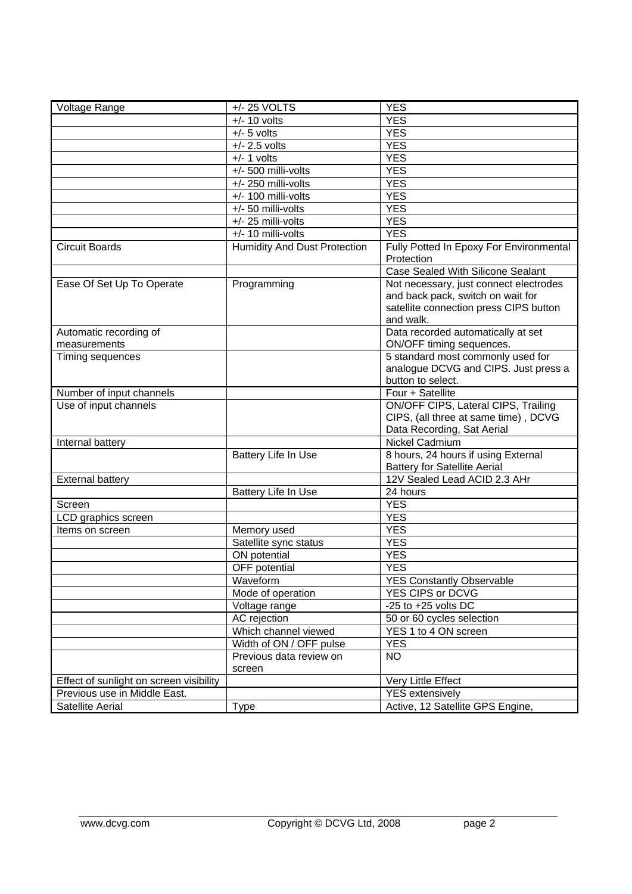| Voltage Range | +/- 25 VOLTS | YES |
|---|---|---|
| | +/- 10 volts | YES |
| | +/- 5 volts | YES |
| | +/- 2.5 volts | YES |
| | +/- 1 volts | YES |
| | +/- 500 milli-volts | YES |
| | +/- 250 milli-volts | YES |
| | +/- 100 milli-volts | YES |
| | +/- 50 milli-volts | YES |
| | +/- 25 milli-volts | YES |
| | +/- 10 milli-volts | YES |
| Circuit Boards | Humidity And Dust Protection | Fully Potted In Epoxy For Environmental Protection |
| | | Case Sealed With Silicone Sealant |
| Ease Of Set Up To Operate | Programming | Not necessary, just connect electrodes and back pack, switch on wait for satellite connection press CIPS button and walk. |
| Automatic recording of measurements | | Data recorded automatically at set ON/OFF timing sequences. |
| Timing sequences | | 5 standard most commonly used for analogue DCVG and CIPS. Just press a button to select. |
| Number of input channels | | Four + Satellite |
| Use of input channels | | ON/OFF CIPS, Lateral CIPS, Trailing CIPS, (all three at same time) , DCVG Data Recording, Sat Aerial |
| Internal battery | | Nickel Cadmium |
| | Battery Life In Use | 8 hours, 24 hours if using External Battery for Satellite Aerial |
| External battery | | 12V Sealed Lead ACID 2.3 AHr |
| | Battery Life In Use | 24 hours |
| Screen | | YES |
| LCD graphics screen | | YES |
| Items on screen | Memory used | YES |
| | Satellite sync status | YES |
| | ON potential | YES |
| | OFF potential | YES |
| | Waveform | YES Constantly Observable |
| | Mode of operation | YES CIPS or DCVG |
| | Voltage range | -25 to +25 volts DC |
| | AC rejection | 50 or 60 cycles selection |
| | Which channel viewed | YES 1 to 4 ON screen |
| | Width of ON / OFF pulse | YES |
| | Previous data review on screen | NO |
| Effect of sunlight on screen visibility | | Very Little Effect |
| Previous use in Middle East. | | YES extensively |
| Satellite Aerial | Type | Active, 12 Satellite GPS Engine, |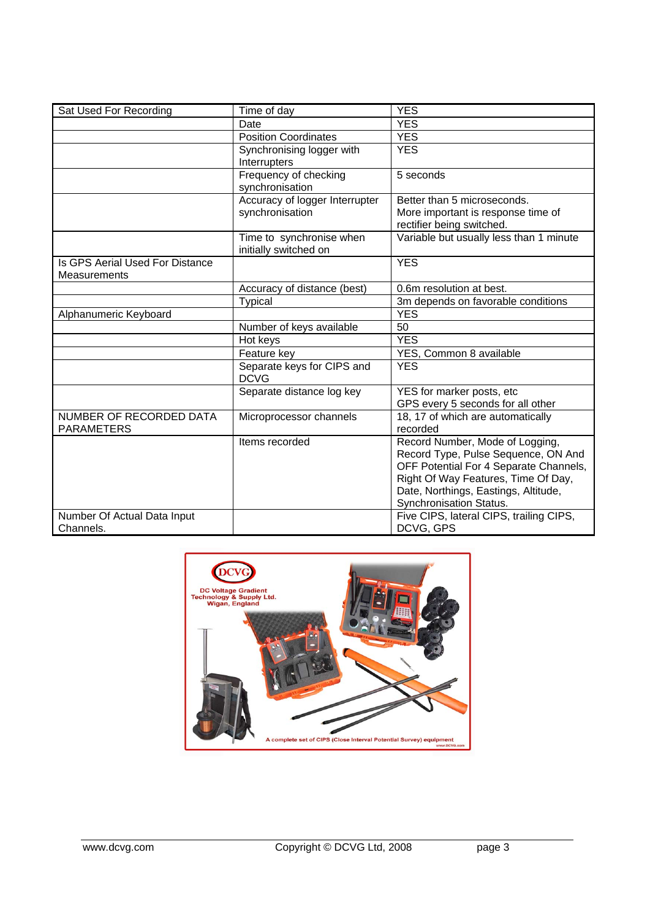| Sat Used For Recording | Time of day | YES |
|---|---|---|
| | Date | YES |
| | Position Coordinates | YES |
| | Synchronising logger with Interrupters | YES |
| | Frequency of checking synchronisation | 5 seconds |
| | Accuracy of logger Interrupter synchronisation | Better than 5 microseconds. More important is response time of rectifier being switched. |
| | Time to synchronise when initially switched on | Variable but usually less than 1 minute |
| Is GPS Aerial Used For Distance Measurements | | YES |
| | Accuracy of distance (best) | 0.6m resolution at best. |
| | Typical | 3m depends on favorable conditions |
| Alphanumeric Keyboard | | YES |
| | Number of keys available | 50 |
| | Hot keys | YES |
| | Feature key | YES, Common 8 available |
| | Separate keys for CIPS and DCVG | YES |
| | Separate distance log key | YES for marker posts, etc GPS every 5 seconds for all other |
| NUMBER OF RECORDED DATA PARAMETERS | Microprocessor channels | 18, 17 of which are automatically recorded |
| | Items recorded | Record Number, Mode of Logging, Record Type, Pulse Sequence, ON And OFF Potential For 4 Separate Channels, Right Of Way Features, Time Of Day, Date, Northings, Eastings, Altitude, Synchronisation Status. |
| Number Of Actual Data Input Channels. | | Five CIPS, lateral CIPS, trailing CIPS, DCVG, GPS |

DCVG
DC Voltage Gradient Technology & Supply Ltd.
Wigan, England

A complete set of CIPS (Close Interval Potential Survey) equipment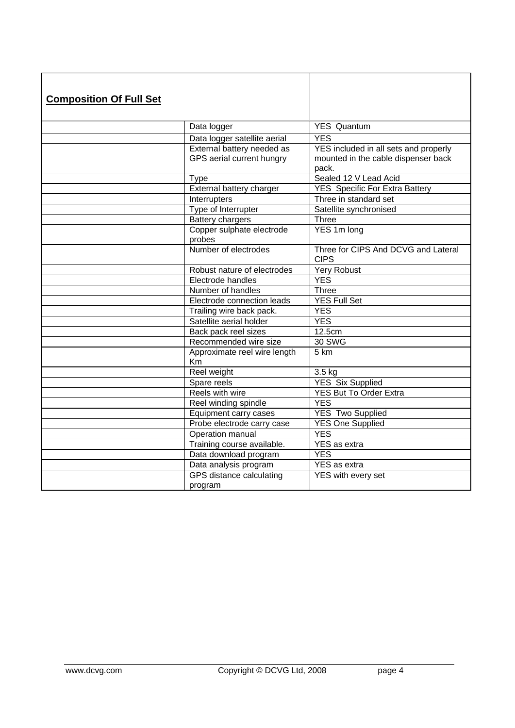| **Composition Of Full Set** | | |
|---|---|---|
| | Data logger | YES Quantum |
| | Data logger satellite aerial | YES |
| | External battery needed as GPS aerial current hungry | YES included in all sets and properly mounted in the cable dispenser back pack. |
| | Type | Sealed 12 V Lead Acid |
| | External battery charger | YES Specific For Extra Battery |
| | Interrupters | Three in standard set |
| | Type of Interrupter | Satellite synchronised |
| | Battery chargers | Three |
| | Copper sulphate electrode probes | YES 1m long |
| | Number of electrodes | Three for CIPS And DCVG and Lateral CIPS |
| | Robust nature of electrodes | Yery Robust |
| | Electrode handles | YES |
| | Number of handles | Three |
| | Electrode connection leads | YES Full Set |
| | Trailing wire back pack. | YES |
| | Satellite aerial holder | YES |
| | Back pack reel sizes | 12.5cm |
| | Recommended wire size | 30 SWG |
| | Approximate reel wire length Km | 5 km |
| | Reel weight | 3.5 kg |
| | Spare reels | YES Six Supplied |
| | Reels with wire | YES But To Order Extra |
| | Reel winding spindle | YES |
| | Equipment carry cases | YES Two Supplied |
| | Probe electrode carry case | YES One Supplied |
| | Operation manual | YES |
| | Training course available. | YES as extra |
| | Data download program | YES |
| | Data analysis program | YES as extra |
| | GPS distance calculating program | YES with every set |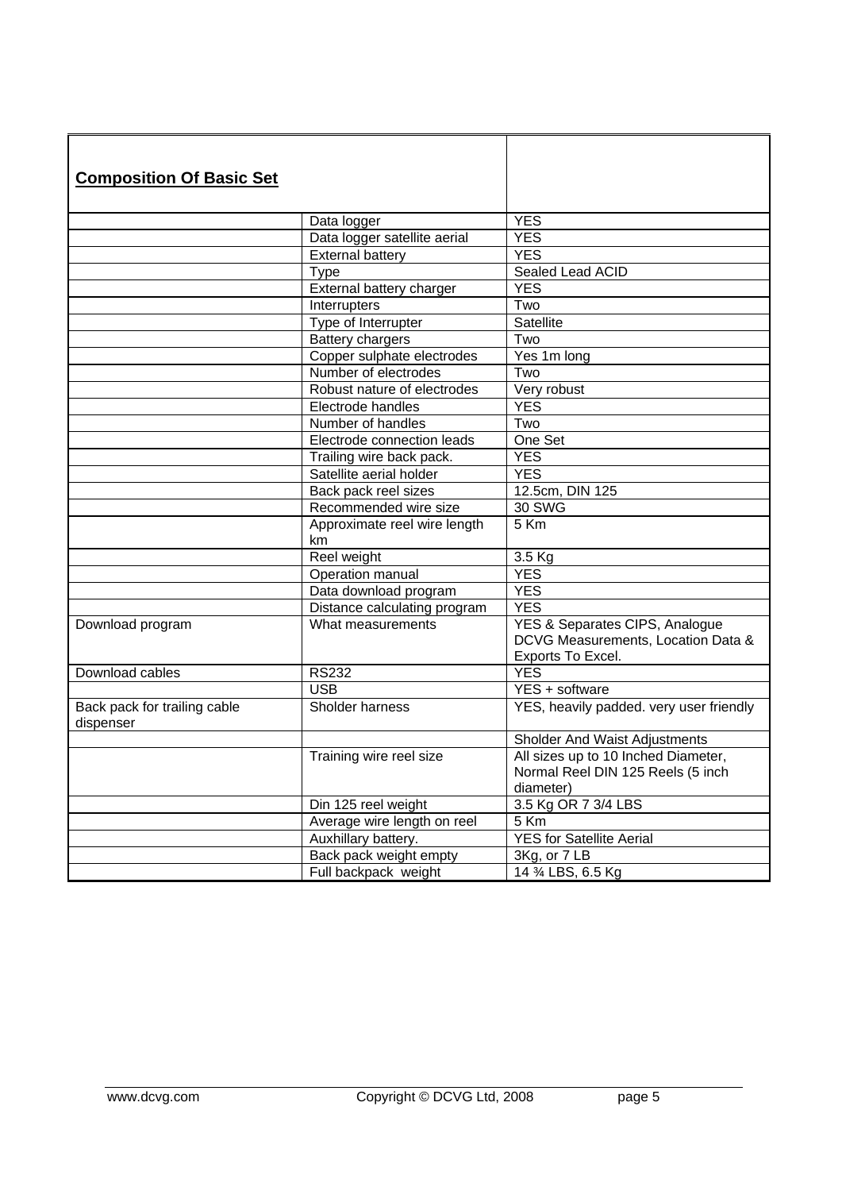| **Composition Of Basic Set** | | |
| --- | --- | --- |
| | Data logger | YES |
| | Data logger satellite aerial | YES |
| | External battery | YES |
| | Type | Sealed Lead ACID |
| | External battery charger | YES |
| | Interrupters | Two |
| | Type of Interrupter | Satellite |
| | Battery chargers | Two |
| | Copper sulphate electrodes | Yes 1m long |
| | Number of electrodes | Two |
| | Robust nature of electrodes | Very robust |
| | Electrode handles | YES |
| | Number of handles | Two |
| | Electrode connection leads | One Set |
| | Trailing wire back pack. | YES |
| | Satellite aerial holder | YES |
| | Back pack reel sizes | 12.5cm, DIN 125 |
| | Recommended wire size | 30 SWG |
| | Approximate reel wire length km | 5 Km |
| | Reel weight | 3.5 Kg |
| | Operation manual | YES |
| | Data download program | YES |
| | Distance calculating program | YES |
| Download program | What measurements | YES & Separates CIPS, Analogue DCVG Measurements, Location Data & Exports To Excel. |
| Download cables | RS232 | YES |
| | USB | YES + software |
| Back pack for trailing cable dispenser | Sholder harness | YES, heavily padded. very user friendly |
| | | Sholder And Waist Adjustments |
| | Training wire reel size | All sizes up to 10 Inched Diameter, Normal Reel DIN 125 Reels (5 inch diameter) |
| | Din 125 reel weight | 3.5 Kg OR 7 3/4 LBS |
| | Average wire length on reel | 5 Km |
| | Auxhillary battery. | YES for Satellite Aerial |
| | Back pack weight empty | 3Kg, or 7 LB |
| | Full backpack weight | 14 ¾ LBS, 6.5 Kg |